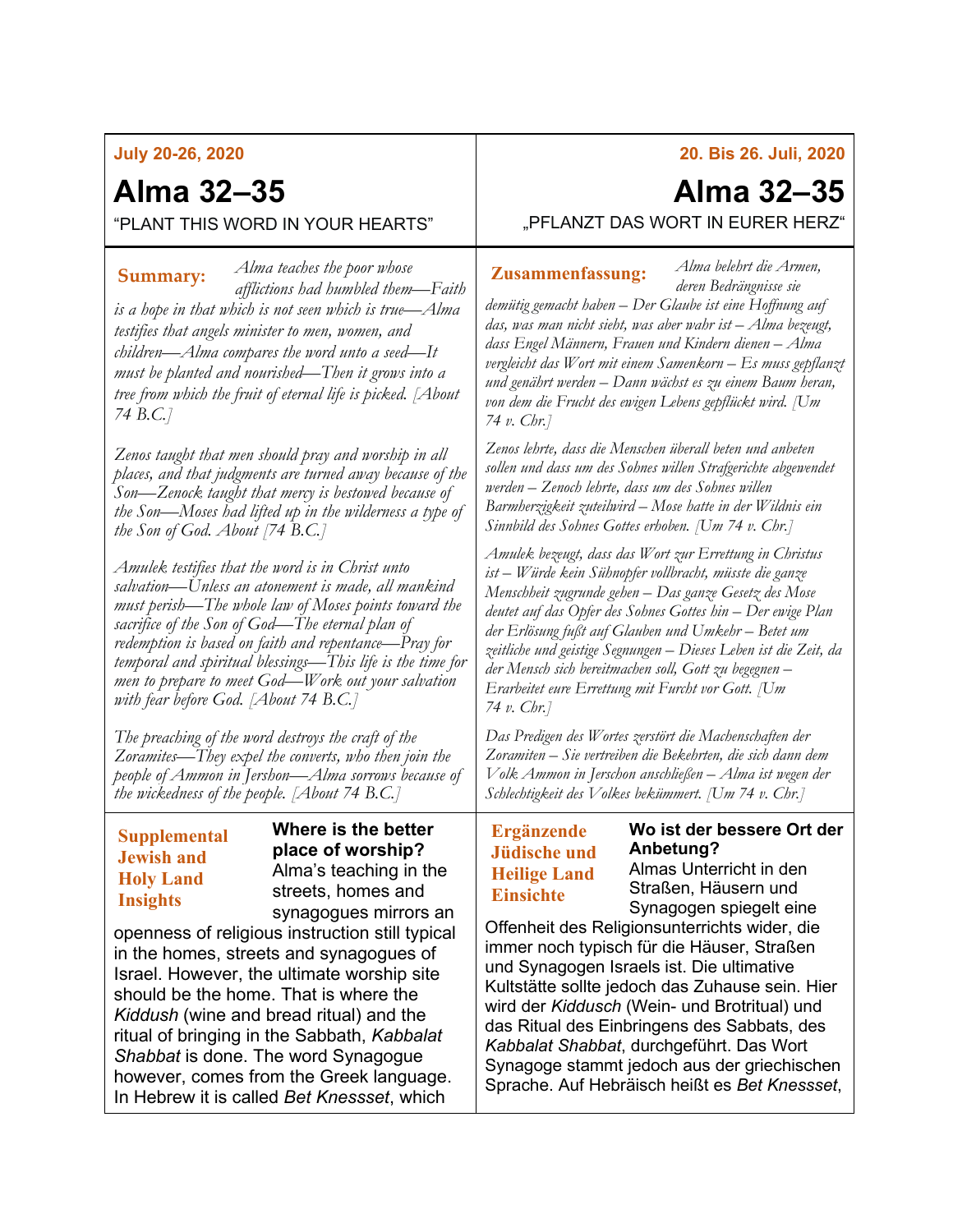**July 20-26, 2020**

# Alma 32–35

"PLANT THIS WORD IN YOUR HEARTS"

**Summary:** *Alma teaches the poor whose afflictions had humbled them—Faith is a hope in that which is not seen which is true—Alma testifies that angels minister to men, women, and children—Alma compares the word unto a seed—It must be planted and nourished—Then it grows into a tree from which the fruit of eternal life is picked. [About 74 B.C.]*

*Zenos taught that men should pray and worship in all places, and that judgments are turned away because of the Son—Zenock taught that mercy is bestowed because of the Son—Moses had lifted up in the wilderness a type of the Son of God. About [74 B.C.]*

*Amulek testifies that the word is in Christ unto salvation—Unless an atonement is made, all mankind must perish—The whole law of Moses points toward the sacrifice of the Son of God—The eternal plan of redemption is based on faith and repentance—Pray for temporal and spiritual blessings—This life is the time for men to prepare to meet God—Work out your salvation with fear before God. [About 74 B.C.]*

*The preaching of the word destroys the craft of the Zoramites—They expel the converts, who then join the people of Ammon in Jershon—Alma sorrows because of the wickedness of the people. [About 74 B.C.]*

**Supplemental Jewish and Holy Land Insights**

**Where is the better place of worship?**

Alma's teaching in the streets, homes and synagogues mirrors an openness of religious instruction still typical in the homes, streets and synagogues of Israel. However, the ultimate worship site should be the home. That is where the *Kiddush* (wine and bread ritual) and the ritual of bringing in the Sabbath, *Kabbalat Shabbat* is done. The word Synagogue however, comes from the Greek language. In Hebrew it is called *Bet Knessset*, which

---

**20. Bis 26. Juli, 2020**

# Alma 32–35

„PFLANZT DAS WORT IN EURER HERZ"

**Zusammenfassung:** *Alma belehrt die Armen, deren Bedrängnisse sie demütig gemacht haben – Der Glaube ist eine Hoffnung auf das, was man nicht sieht, was aber wahr ist – Alma bezeugt, dass Engel Männern, Frauen und Kindern dienen – Alma vergleicht das Wort mit einem Samenkorn – Es muss gepflanzt und genährt werden – Dann wächst es zu einem Baum heran, von dem die Frucht des ewigen Lebens gepflückt wird. [Um 74 v. Chr.]*

*Zenos lehrte, dass die Menschen überall beten und anbeten sollen und dass um des Sohnes willen Strafgerichte abgewendet werden – Zenoch lehrte, dass um des Sohnes willen Barmherzigkeit zuteilwird – Mose hatte in der Wildnis ein Sinnbild des Sohnes Gottes erhoben. [Um 74 v. Chr.]*

*Amulek bezeugt, dass das Wort zur Errettung in Christus ist – Würde kein Sühnopfer vollbracht, müsste die ganze Menschheit zugrunde gehen – Das ganze Gesetz des Mose deutet auf das Opfer des Sohnes Gottes hin – Der ewige Plan der Erlösung fußt auf Glauben und Umkehr – Betet um zeitliche und geistige Segnungen – Dieses Leben ist die Zeit, da der Mensch sich bereitmachen soll, Gott zu begegnen – Erarbeitet eure Errettung mit Furcht vor Gott. [Um 74 v. Chr.]*

*Das Predigen des Wortes zerstört die Machenschaften der Zoramiten – Sie vertreiben die Bekehrten, die sich dann dem Volk Ammon in Jerschon anschließen – Alma ist wegen der Schlechtigkeit des Volkes bekümmert. [Um 74 v. Chr.]*

**Ergänzende Jüdische und Heilige Land Einsichte**

**Wo ist der bessere Ort der Anbetung?**

Almas Unterricht in den Straßen, Häusern und Synagogen spiegelt eine Offenheit des Religionsunterrichts wider, die immer noch typisch für die Häuser, Straßen und Synagogen Israels ist. Die ultimative Kultstätte sollte jedoch das Zuhause sein. Hier wird der *Kiddusch* (Wein- und Brotritual) und das Ritual des Einbringens des Sabbats, des *Kabbalat Shabbat*, durchgeführt. Das Wort Synagoge stammt jedoch aus der griechischen Sprache. Auf Hebräisch heißt es *Bet Knessset*,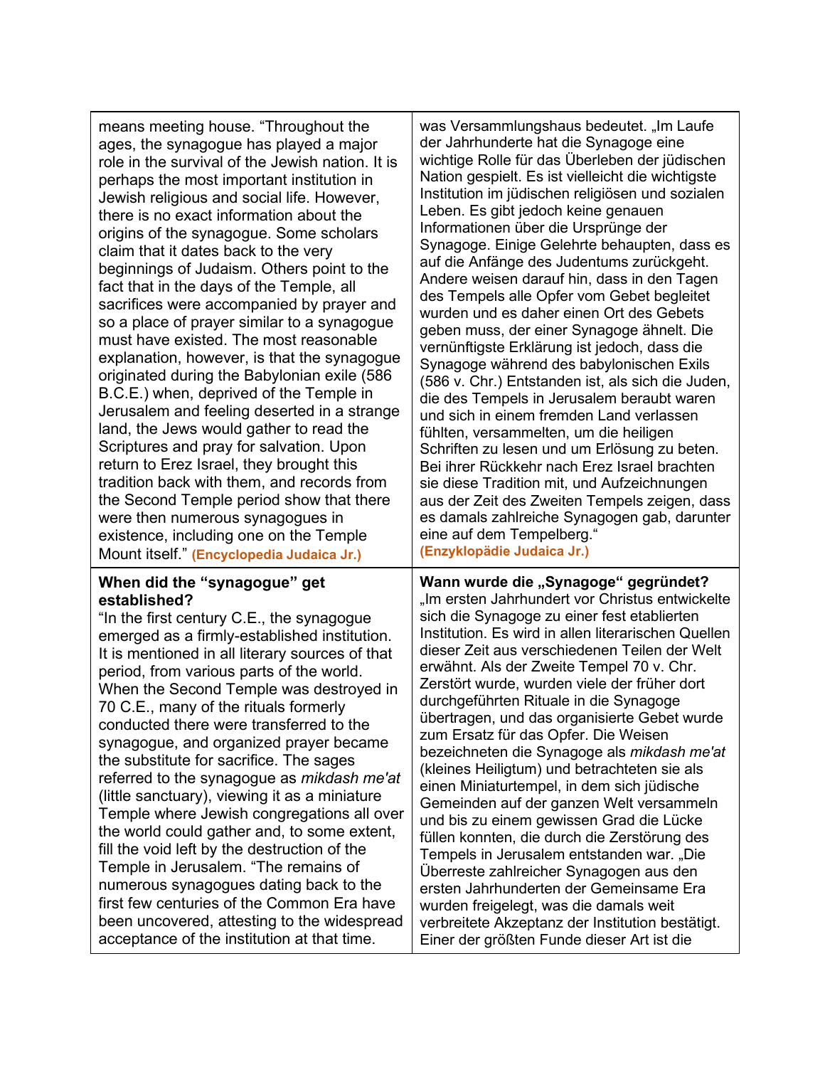| | |
|---|---|
| means meeting house. "Throughout the ages, the synagogue has played a major role in the survival of the Jewish nation. It is perhaps the most important institution in Jewish religious and social life. However, there is no exact information about the origins of the synagogue. Some scholars claim that it dates back to the very beginnings of Judaism. Others point to the fact that in the days of the Temple, all sacrifices were accompanied by prayer and so a place of prayer similar to a synagogue must have existed. The most reasonable explanation, however, is that the synagogue originated during the Babylonian exile (586 B.C.E.) when, deprived of the Temple in Jerusalem and feeling deserted in a strange land, the Jews would gather to read the Scriptures and pray for salvation. Upon return to Erez Israel, they brought this tradition back with them, and records from the Second Temple period show that there were then numerous synagogues in existence, including one on the Temple Mount itself." **(Encyclopedia Judaica Jr.)** | was Versammlungshaus bedeutet. „Im Laufe der Jahrhunderte hat die Synagoge eine wichtige Rolle für das Überleben der jüdischen Nation gespielt. Es ist vielleicht die wichtigste Institution im jüdischen religiösen und sozialen Leben. Es gibt jedoch keine genauen Informationen über die Ursprünge der Synagoge. Einige Gelehrte behaupten, dass es auf die Anfänge des Judentums zurückgeht. Andere weisen darauf hin, dass in den Tagen des Tempels alle Opfer vom Gebet begleitet wurden und es daher einen Ort des Gebets geben muss, der einer Synagoge ähnelt. Die vernünftigste Erklärung ist jedoch, dass die Synagoge während des babylonischen Exils (586 v. Chr.) Entstanden ist, als sich die Juden, die des Tempels in Jerusalem beraubt waren und sich in einem fremden Land verlassen fühlten, versammelten, um die heiligen Schriften zu lesen und um Erlösung zu beten. Bei ihrer Rückkehr nach Erez Israel brachten sie diese Tradition mit, und Aufzeichnungen aus der Zeit des Zweiten Tempels zeigen, dass es damals zahlreiche Synagogen gab, darunter eine auf dem Tempelberg." **(Enzyklopädie Judaica Jr.)** |
| **When did the "synagogue" get established?** "In the first century C.E., the synagogue emerged as a firmly-established institution. It is mentioned in all literary sources of that period, from various parts of the world. When the Second Temple was destroyed in 70 C.E., many of the rituals formerly conducted there were transferred to the synagogue, and organized prayer became the substitute for sacrifice. The sages referred to the synagogue as *mikdash me'at* (little sanctuary), viewing it as a miniature Temple where Jewish congregations all over the world could gather and, to some extent, fill the void left by the destruction of the Temple in Jerusalem. "The remains of numerous synagogues dating back to the first few centuries of the Common Era have been uncovered, attesting to the widespread acceptance of the institution at that time. | **Wann wurde die „Synagoge" gegründet?** „Im ersten Jahrhundert vor Christus entwickelte sich die Synagoge zu einer fest etablierten Institution. Es wird in allen literarischen Quellen dieser Zeit aus verschiedenen Teilen der Welt erwähnt. Als der Zweite Tempel 70 v. Chr. Zerstört wurde, wurden viele der früher dort durchgeführten Rituale in die Synagoge übertragen, und das organisierte Gebet wurde zum Ersatz für das Opfer. Die Weisen bezeichneten die Synagoge als *mikdash me'at* (kleines Heiligtum) und betrachteten sie als einen Miniaturtempel, in dem sich jüdische Gemeinden auf der ganzen Welt versammeln und bis zu einem gewissen Grad die Lücke füllen konnten, die durch die Zerstörung des Tempels in Jerusalem entstanden war. „Die Überreste zahlreicher Synagogen aus den ersten Jahrhunderten der Gemeinsame Era wurden freigelegt, was die damals weit verbreitete Akzeptanz der Institution bestätigt. Einer der größten Funde dieser Art ist die |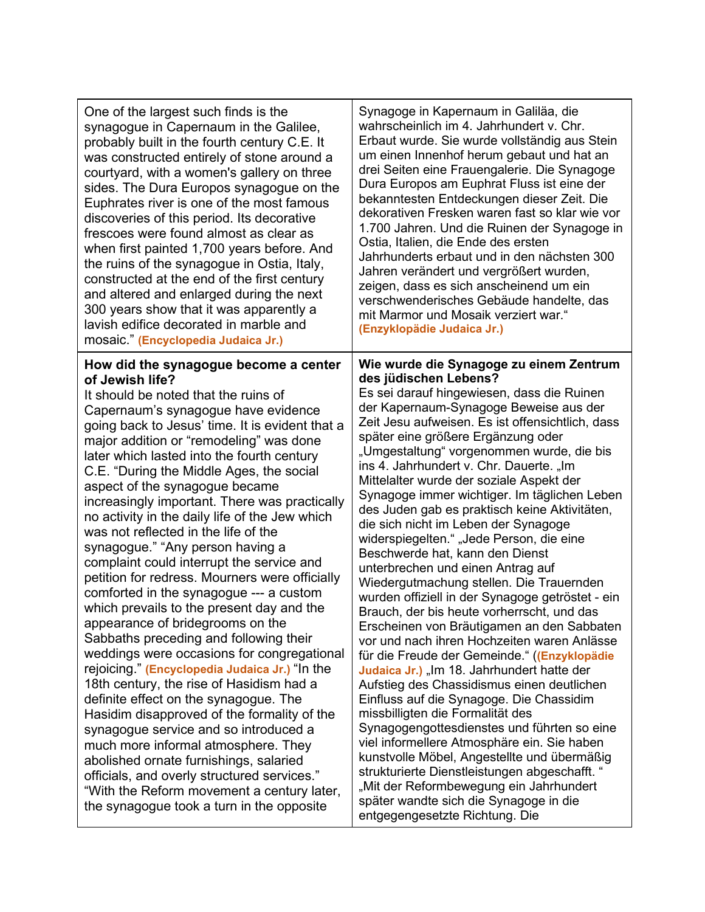| | |
|---|---|
| One of the largest such finds is the synagogue in Capernaum in the Galilee, probably built in the fourth century C.E. It was constructed entirely of stone around a courtyard, with a women's gallery on three sides. The Dura Europos synagogue on the Euphrates river is one of the most famous discoveries of this period. Its decorative frescoes were found almost as clear as when first painted 1,700 years before. And the ruins of the synagogue in Ostia, Italy, constructed at the end of the first century and altered and enlarged during the next 300 years show that it was apparently a lavish edifice decorated in marble and mosaic." **(Encyclopedia Judaica Jr.)** | Synagoge in Kapernaum in Galiläa, die wahrscheinlich im 4. Jahrhundert v. Chr. Erbaut wurde. Sie wurde vollständig aus Stein um einen Innenhof herum gebaut und hat an drei Seiten eine Frauengalerie. Die Synagoge Dura Europos am Euphrat Fluss ist eine der bekanntesten Entdeckungen dieser Zeit. Die dekorativen Fresken waren fast so klar wie vor 1.700 Jahren. Und die Ruinen der Synagoge in Ostia, Italien, die Ende des ersten Jahrhunderts erbaut und in den nächsten 300 Jahren verändert und vergrößert wurden, zeigen, dass es sich anscheinend um ein verschwenderisches Gebäude handelte, das mit Marmor und Mosaik verziert war." **(Enzyklopädie Judaica Jr.)** |
| **How did the synagogue become a center of Jewish life?** It should be noted that the ruins of Capernaum's synagogue have evidence going back to Jesus' time. It is evident that a major addition or "remodeling" was done later which lasted into the fourth century C.E. "During the Middle Ages, the social aspect of the synagogue became increasingly important. There was practically no activity in the daily life of the Jew which was not reflected in the life of the synagogue." "Any person having a complaint could interrupt the service and petition for redress. Mourners were officially comforted in the synagogue --- a custom which prevails to the present day and the appearance of bridegrooms on the Sabbaths preceding and following their weddings were occasions for congregational rejoicing." **(Encyclopedia Judaica Jr.)** "In the 18th century, the rise of Hasidism had a definite effect on the synagogue. The Hasidim disapproved of the formality of the synagogue service and so introduced a much more informal atmosphere. They abolished ornate furnishings, salaried officials, and overly structured services." "With the Reform movement a century later, the synagogue took a turn in the opposite | **Wie wurde die Synagoge zu einem Zentrum des jüdischen Lebens?** Es sei darauf hingewiesen, dass die Ruinen der Kapernaum-Synagoge Beweise aus der Zeit Jesu aufweisen. Es ist offensichtlich, dass später eine größere Ergänzung oder „Umgestaltung" vorgenommen wurde, die bis ins 4. Jahrhundert v. Chr. Dauerte. „Im Mittelalter wurde der soziale Aspekt der Synagoge immer wichtiger. Im täglichen Leben des Juden gab es praktisch keine Aktivitäten, die sich nicht im Leben der Synagoge widerspiegelten." „Jede Person, die eine Beschwerde hat, kann den Dienst unterbrechen und einen Antrag auf Wiedergutmachung stellen. Die Trauernden wurden offiziell in der Synagoge getröstet - ein Brauch, der bis heute vorherrscht, und das Erscheinen von Bräutigamen an den Sabbaten vor und nach ihren Hochzeiten waren Anlässe für die Freude der Gemeinde." (**(Enzyklopädie Judaica Jr.)** „Im 18. Jahrhundert hatte der Aufstieg des Chassidismus einen deutlichen Einfluss auf die Synagoge. Die Chassidim missbilligten die Formalität des Synagogengottesdienstes und führten so eine viel informellere Atmosphäre ein. Sie haben kunstvolle Möbel, Angestellte und übermäßig strukturierte Dienstleistungen abgeschafft. " „Mit der Reformbewegung ein Jahrhundert später wandte sich die Synagoge in die entgegengesetzte Richtung. Die |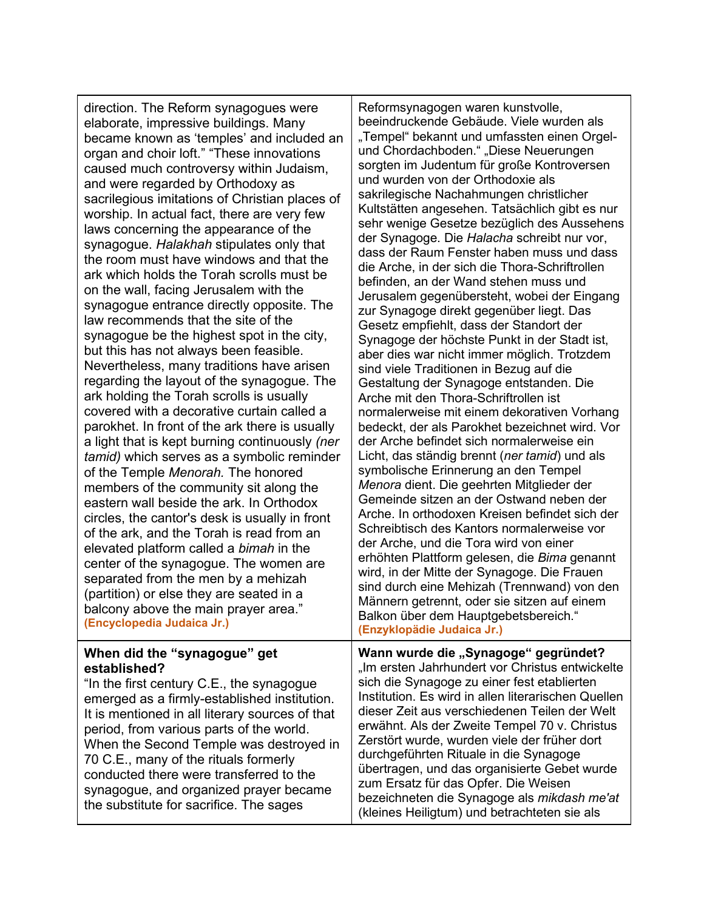| | |
|---|---|
| direction. The Reform synagogues were elaborate, impressive buildings. Many became known as ‘temples’ and included an organ and choir loft.” “These innovations caused much controversy within Judaism, and were regarded by Orthodoxy as sacrilegious imitations of Christian places of worship. In actual fact, there are very few laws concerning the appearance of the synagogue. *Halakhah* stipulates only that the room must have windows and that the ark which holds the Torah scrolls must be on the wall, facing Jerusalem with the synagogue entrance directly opposite. The law recommends that the site of the synagogue be the highest spot in the city, but this has not always been feasible. Nevertheless, many traditions have arisen regarding the layout of the synagogue. The ark holding the Torah scrolls is usually covered with a decorative curtain called a parokhet. In front of the ark there is usually a light that is kept burning continuously *(ner tamid)* which serves as a symbolic reminder of the Temple *Menorah.* The honored members of the community sit along the eastern wall beside the ark. In Orthodox circles, the cantor's desk is usually in front of the ark, and the Torah is read from an elevated platform called a *bimah* in the center of the synagogue. The women are separated from the men by a mehizah (partition) or else they are seated in a balcony above the main prayer area.” **(Encyclopedia Judaica Jr.)** | Reformsynagogen waren kunstvolle, beeindruckende Gebäude. Viele wurden als „Tempel“ bekannt und umfassten einen Orgel- und Chordachboden.“ „Diese Neuerungen sorgten im Judentum für große Kontroversen und wurden von der Orthodoxie als sakrilegische Nachahmungen christlicher Kultstätten angesehen. Tatsächlich gibt es nur sehr wenige Gesetze bezüglich des Aussehens der Synagoge. Die *Halacha* schreibt nur vor, dass der Raum Fenster haben muss und dass die Arche, in der sich die Thora-Schriftrollen befinden, an der Wand stehen muss und Jerusalem gegenübersteht, wobei der Eingang zur Synagoge direkt gegenüber liegt. Das Gesetz empfiehlt, dass der Standort der Synagoge der höchste Punkt in der Stadt ist, aber dies war nicht immer möglich. Trotzdem sind viele Traditionen in Bezug auf die Gestaltung der Synagoge entstanden. Die Arche mit den Thora-Schriftrollen ist normalerweise mit einem dekorativen Vorhang bedeckt, der als Parokhet bezeichnet wird. Vor der Arche befindet sich normalerweise ein Licht, das ständig brennt (*ner tamid*) und als symbolische Erinnerung an den Tempel *Menora* dient. Die geehrten Mitglieder der Gemeinde sitzen an der Ostwand neben der Arche. In orthodoxen Kreisen befindet sich der Schreibtisch des Kantors normalerweise vor der Arche, und die Tora wird von einer erhöhten Plattform gelesen, die *Bima* genannt wird, in der Mitte der Synagoge. Die Frauen sind durch eine Mehizah (Trennwand) von den Männern getrennt, oder sie sitzen auf einem Balkon über dem Hauptgebetsbereich.“ **(Enzyklopädie Judaica Jr.)** |
| **When did the “synagogue” get established?** “In the first century C.E., the synagogue emerged as a firmly-established institution. It is mentioned in all literary sources of that period, from various parts of the world. When the Second Temple was destroyed in 70 C.E., many of the rituals formerly conducted there were transferred to the synagogue, and organized prayer became the substitute for sacrifice. The sages | **Wann wurde die „Synagoge“ gegründet?** „Im ersten Jahrhundert vor Christus entwickelte sich die Synagoge zu einer fest etablierten Institution. Es wird in allen literarischen Quellen dieser Zeit aus verschiedenen Teilen der Welt erwähnt. Als der Zweite Tempel 70 v. Christus Zerstört wurde, wurden viele der früher dort durchgeführten Rituale in die Synagoge übertragen, und das organisierte Gebet wurde zum Ersatz für das Opfer. Die Weisen bezeichneten die Synagoge als *mikdash me'at* (kleines Heiligtum) und betrachteten sie als |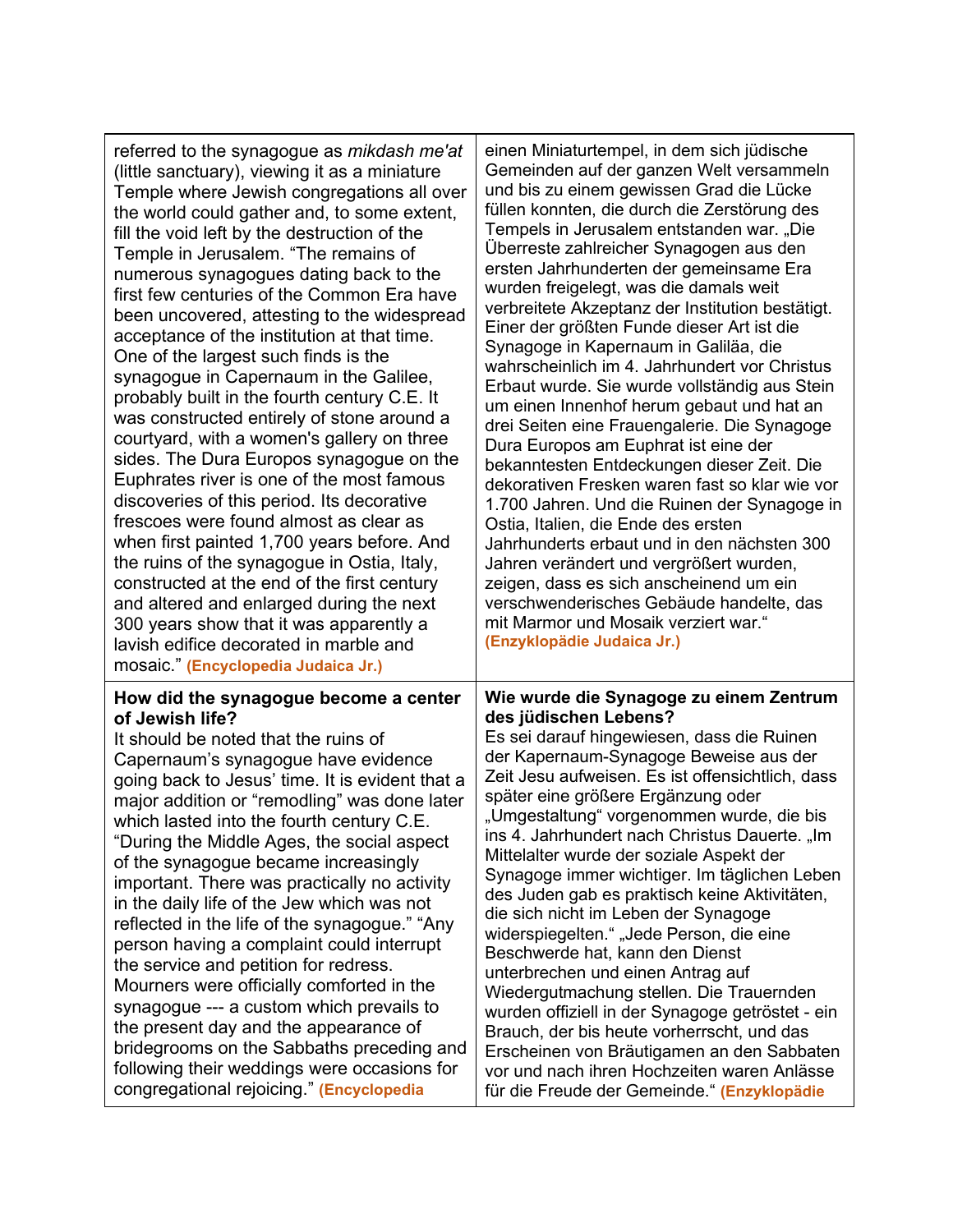| | |
|---|---|
| referred to the synagogue as *mikdash me'at* (little sanctuary), viewing it as a miniature Temple where Jewish congregations all over the world could gather and, to some extent, fill the void left by the destruction of the Temple in Jerusalem. "The remains of numerous synagogues dating back to the first few centuries of the Common Era have been uncovered, attesting to the widespread acceptance of the institution at that time. One of the largest such finds is the synagogue in Capernaum in the Galilee, probably built in the fourth century C.E. It was constructed entirely of stone around a courtyard, with a women's gallery on three sides. The Dura Europos synagogue on the Euphrates river is one of the most famous discoveries of this period. Its decorative frescoes were found almost as clear as when first painted 1,700 years before. And the ruins of the synagogue in Ostia, Italy, constructed at the end of the first century and altered and enlarged during the next 300 years show that it was apparently a lavish edifice decorated in marble and mosaic." **(Encyclopedia Judaica Jr.)** | einen Miniaturtempel, in dem sich jüdische Gemeinden auf der ganzen Welt versammeln und bis zu einem gewissen Grad die Lücke füllen konnten, die durch die Zerstörung des Tempels in Jerusalem entstanden war. „Die Überreste zahlreicher Synagogen aus den ersten Jahrhunderten der gemeinsame Era wurden freigelegt, was die damals weit verbreitete Akzeptanz der Institution bestätigt. Einer der größten Funde dieser Art ist die Synagoge in Kapernaum in Galiläa, die wahrscheinlich im 4. Jahrhundert vor Christus Erbaut wurde. Sie wurde vollständig aus Stein um einen Innenhof herum gebaut und hat an drei Seiten eine Frauengalerie. Die Synagoge Dura Europos am Euphrat ist eine der bekanntesten Entdeckungen dieser Zeit. Die dekorativen Fresken waren fast so klar wie vor 1.700 Jahren. Und die Ruinen der Synagoge in Ostia, Italien, die Ende des ersten Jahrhunderts erbaut und in den nächsten 300 Jahren verändert und vergrößert wurden, zeigen, dass es sich anscheinend um ein verschwenderisches Gebäude handelte, das mit Marmor und Mosaik verziert war." **(Enzyklopädie Judaica Jr.)** |
| **How did the synagogue become a center of Jewish life?** It should be noted that the ruins of Capernaum's synagogue have evidence going back to Jesus' time. It is evident that a major addition or "remodling" was done later which lasted into the fourth century C.E. "During the Middle Ages, the social aspect of the synagogue became increasingly important. There was practically no activity in the daily life of the Jew which was not reflected in the life of the synagogue." "Any person having a complaint could interrupt the service and petition for redress. Mourners were officially comforted in the synagogue --- a custom which prevails to the present day and the appearance of bridegrooms on the Sabbaths preceding and following their weddings were occasions for congregational rejoicing." **(Encyclopedia** | **Wie wurde die Synagoge zu einem Zentrum des jüdischen Lebens?** Es sei darauf hingewiesen, dass die Ruinen der Kapernaum-Synagoge Beweise aus der Zeit Jesu aufweisen. Es ist offensichtlich, dass später eine größere Ergänzung oder „Umgestaltung" vorgenommen wurde, die bis ins 4. Jahrhundert nach Christus Dauerte. „Im Mittelalter wurde der soziale Aspekt der Synagoge immer wichtiger. Im täglichen Leben des Juden gab es praktisch keine Aktivitäten, die sich nicht im Leben der Synagoge widerspiegelten." „Jede Person, die eine Beschwerde hat, kann den Dienst unterbrechen und einen Antrag auf Wiedergutmachung stellen. Die Trauernden wurden offiziell in der Synagoge getröstet - ein Brauch, der bis heute vorherrscht, und das Erscheinen von Bräutigamen an den Sabbaten vor und nach ihren Hochzeiten waren Anlässe für die Freude der Gemeinde." **(Enzyklopädie** |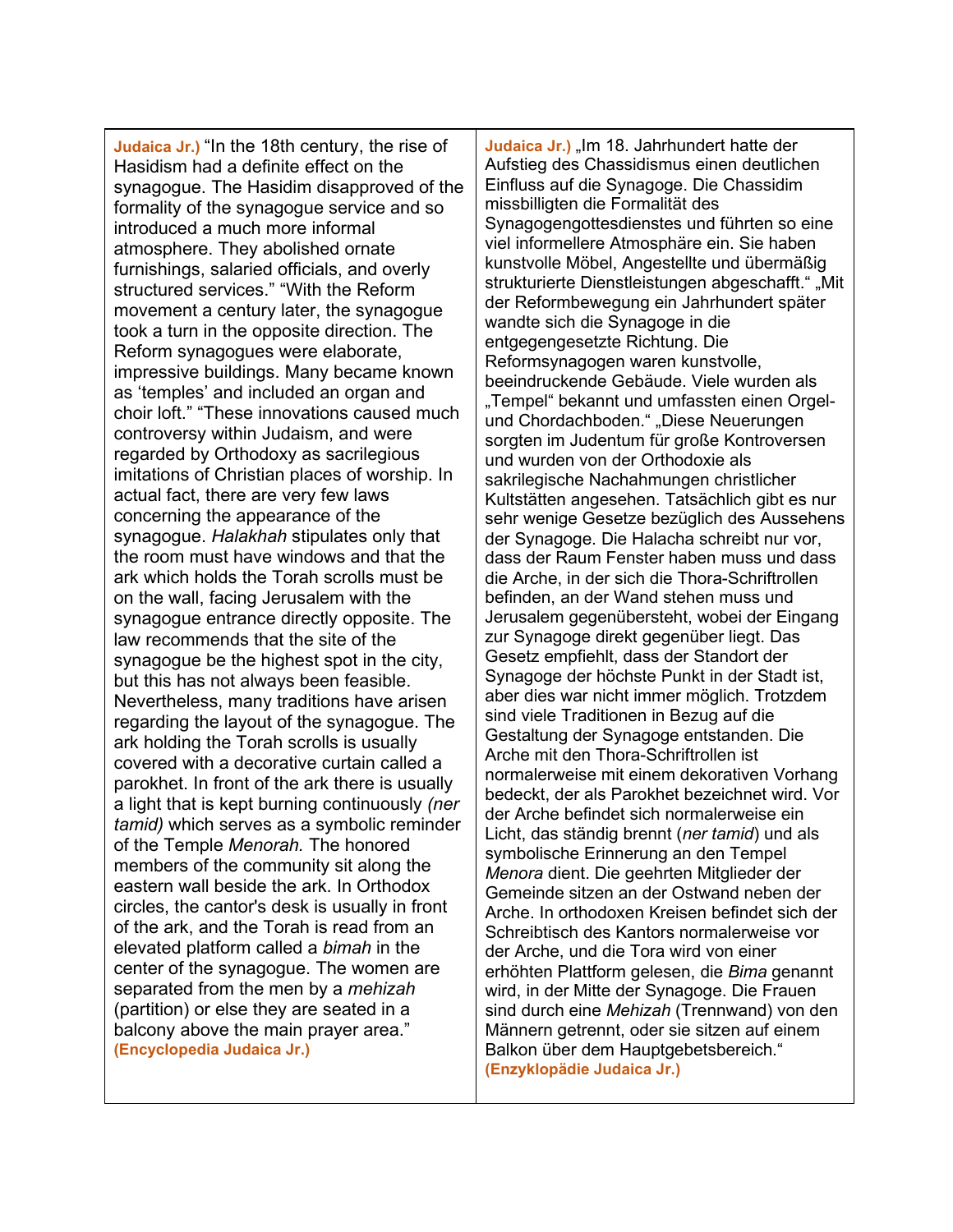| | |
|---|---|
| **Judaica Jr.)** “In the 18th century, the rise of Hasidism had a definite effect on the synagogue. The Hasidim disapproved of the formality of the synagogue service and so introduced a much more informal atmosphere. They abolished ornate furnishings, salaried officials, and overly structured services.” “With the Reform movement a century later, the synagogue took a turn in the opposite direction. The Reform synagogues were elaborate, impressive buildings. Many became known as ‘temples’ and included an organ and choir loft.” “These innovations caused much controversy within Judaism, and were regarded by Orthodoxy as sacrilegious imitations of Christian places of worship. In actual fact, there are very few laws concerning the appearance of the synagogue. *Halakhah* stipulates only that the room must have windows and that the ark which holds the Torah scrolls must be on the wall, facing Jerusalem with the synagogue entrance directly opposite. The law recommends that the site of the synagogue be the highest spot in the city, but this has not always been feasible. Nevertheless, many traditions have arisen regarding the layout of the synagogue. The ark holding the Torah scrolls is usually covered with a decorative curtain called a parokhet. In front of the ark there is usually a light that is kept burning continuously *(ner tamid)* which serves as a symbolic reminder of the Temple *Menorah.* The honored members of the community sit along the eastern wall beside the ark. In Orthodox circles, the cantor's desk is usually in front of the ark, and the Torah is read from an elevated platform called a *bimah* in the center of the synagogue. The women are separated from the men by a *mehizah* (partition) or else they are seated in a balcony above the main prayer area.” **(Encyclopedia Judaica Jr.)** | **Judaica Jr.)** „Im 18. Jahrhundert hatte der Aufstieg des Chassidismus einen deutlichen Einfluss auf die Synagoge. Die Chassidim missbilligten die Formalität des Synagogengottesdienstes und führten so eine viel informellere Atmosphäre ein. Sie haben kunstvolle Möbel, Angestellte und übermäßig strukturierte Dienstleistungen abgeschafft.“ „Mit der Reformbewegung ein Jahrhundert später wandte sich die Synagoge in die entgegengesetzte Richtung. Die Reformsynagogen waren kunstvolle, beeindruckende Gebäude. Viele wurden als „Tempel“ bekannt und umfassten einen Orgel- und Chordachboden.“ „Diese Neuerungen sorgten im Judentum für große Kontroversen und wurden von der Orthodoxie als sakrilegische Nachahmungen christlicher Kultstätten angesehen. Tatsächlich gibt es nur sehr wenige Gesetze bezüglich des Aussehens der Synagoge. Die Halacha schreibt nur vor, dass der Raum Fenster haben muss und dass die Arche, in der sich die Thora-Schriftrollen befinden, an der Wand stehen muss und Jerusalem gegenübersteht, wobei der Eingang zur Synagoge direkt gegenüber liegt. Das Gesetz empfiehlt, dass der Standort der Synagoge der höchste Punkt in der Stadt ist, aber dies war nicht immer möglich. Trotzdem sind viele Traditionen in Bezug auf die Gestaltung der Synagoge entstanden. Die Arche mit den Thora-Schriftrollen ist normalerweise mit einem dekorativen Vorhang bedeckt, der als Parokhet bezeichnet wird. Vor der Arche befindet sich normalerweise ein Licht, das ständig brennt (*ner tamid*) und als symbolische Erinnerung an den Tempel *Menora* dient. Die geehrten Mitglieder der Gemeinde sitzen an der Ostwand neben der Arche. In orthodoxen Kreisen befindet sich der Schreibtisch des Kantors normalerweise vor der Arche, und die Tora wird von einer erhöhten Plattform gelesen, die *Bima* genannt wird, in der Mitte der Synagoge. Die Frauen sind durch eine *Mehizah* (Trennwand) von den Männern getrennt, oder sie sitzen auf einem Balkon über dem Hauptgebetsbereich.“ **(Enzyklopädie Judaica Jr.)** |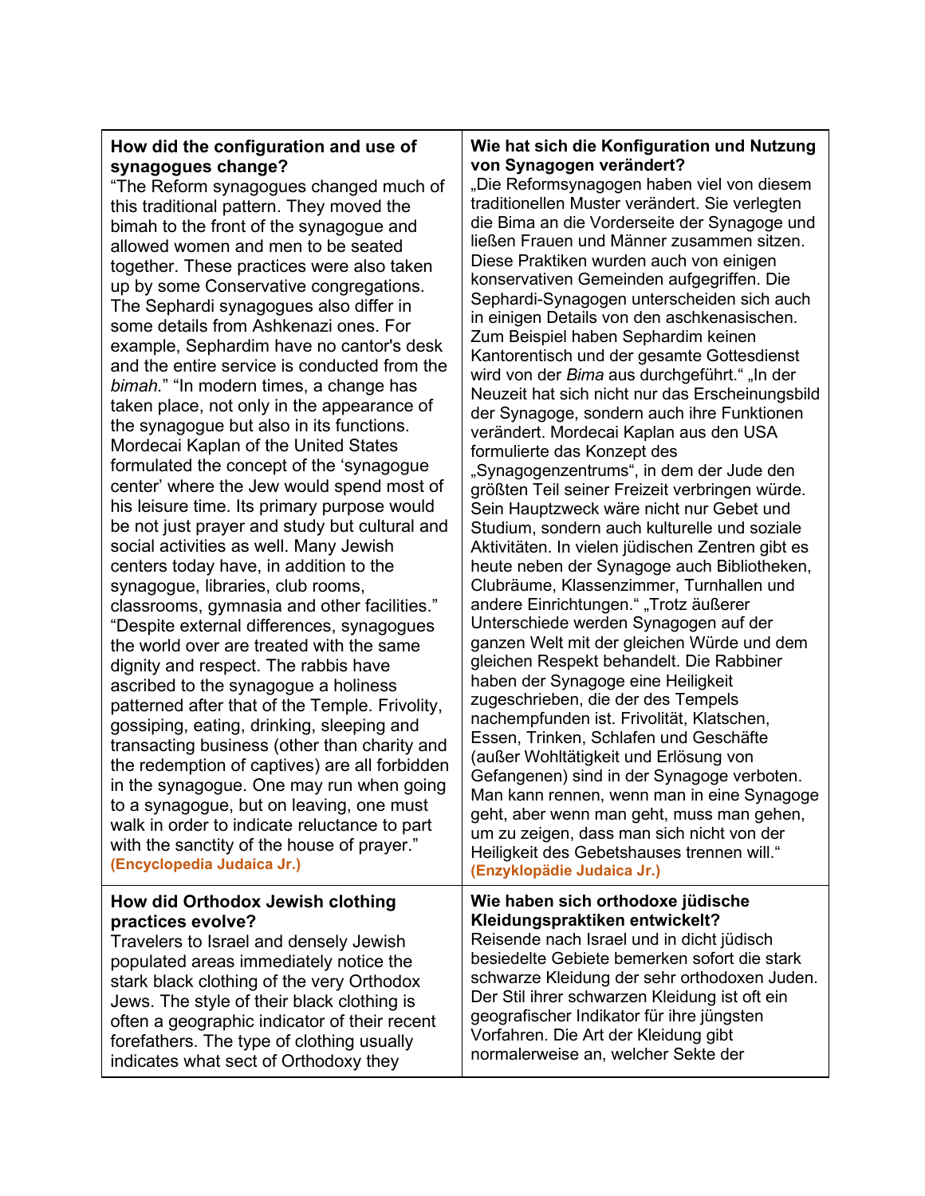| **How did the configuration and use of synagogues change?** “The Reform synagogues changed much of this traditional pattern. They moved the bimah to the front of the synagogue and allowed women and men to be seated together. These practices were also taken up by some Conservative congregations. The Sephardi synagogues also differ in some details from Ashkenazi ones. For example, Sephardim have no cantor's desk and the entire service is conducted from the *bimah.*” “In modern times, a change has taken place, not only in the appearance of the synagogue but also in its functions. Mordecai Kaplan of the United States formulated the concept of the ‘synagogue center’ where the Jew would spend most of his leisure time. Its primary purpose would be not just prayer and study but cultural and social activities as well. Many Jewish centers today have, in addition to the synagogue, libraries, club rooms, classrooms, gymnasia and other facilities.” “Despite external differences, synagogues the world over are treated with the same dignity and respect. The rabbis have ascribed to the synagogue a holiness patterned after that of the Temple. Frivolity, gossiping, eating, drinking, sleeping and transacting business (other than charity and the redemption of captives) are all forbidden in the synagogue. One may run when going to a synagogue, but on leaving, one must walk in order to indicate reluctance to part with the sanctity of the house of prayer.” **(Encyclopedia Judaica Jr.)** | **Wie hat sich die Konfiguration und Nutzung von Synagogen verändert?** „Die Reformsynagogen haben viel von diesem traditionellen Muster verändert. Sie verlegten die Bima an die Vorderseite der Synagoge und ließen Frauen und Männer zusammen sitzen. Diese Praktiken wurden auch von einigen konservativen Gemeinden aufgegriffen. Die Sephardi-Synagogen unterscheiden sich auch in einigen Details von den aschkenasischen. Zum Beispiel haben Sephardim keinen Kantorentisch und der gesamte Gottesdienst wird von der *Bima* aus durchgeführt.“ „In der Neuzeit hat sich nicht nur das Erscheinungsbild der Synagoge, sondern auch ihre Funktionen verändert. Mordecai Kaplan aus den USA formulierte das Konzept des „Synagogenzentrums“, in dem der Jude den größten Teil seiner Freizeit verbringen würde. Sein Hauptzweck wäre nicht nur Gebet und Studium, sondern auch kulturelle und soziale Aktivitäten. In vielen jüdischen Zentren gibt es heute neben der Synagoge auch Bibliotheken, Clubräume, Klassenzimmer, Turnhallen und andere Einrichtungen.“ „Trotz äußerer Unterschiede werden Synagogen auf der ganzen Welt mit der gleichen Würde und dem gleichen Respekt behandelt. Die Rabbiner haben der Synagoge eine Heiligkeit zugeschrieben, die der des Tempels nachempfunden ist. Frivolität, Klatschen, Essen, Trinken, Schlafen und Geschäfte (außer Wohltätigkeit und Erlösung von Gefangenen) sind in der Synagoge verboten. Man kann rennen, wenn man in eine Synagoge geht, aber wenn man geht, muss man gehen, um zu zeigen, dass man sich nicht von der Heiligkeit des Gebetshauses trennen will.“ **(Enzyklopädie Judaica Jr.)** |
|---|---|
| **How did Orthodox Jewish clothing practices evolve?** Travelers to Israel and densely Jewish populated areas immediately notice the stark black clothing of the very Orthodox Jews. The style of their black clothing is often a geographic indicator of their recent forefathers. The type of clothing usually indicates what sect of Orthodoxy they | **Wie haben sich orthodoxe jüdische Kleidungspraktiken entwickelt?** Reisende nach Israel und in dicht jüdisch besiedelte Gebiete bemerken sofort die stark schwarze Kleidung der sehr orthodoxen Juden. Der Stil ihrer schwarzen Kleidung ist oft ein geografischer Indikator für ihre jüngsten Vorfahren. Die Art der Kleidung gibt normalerweise an, welcher Sekte der |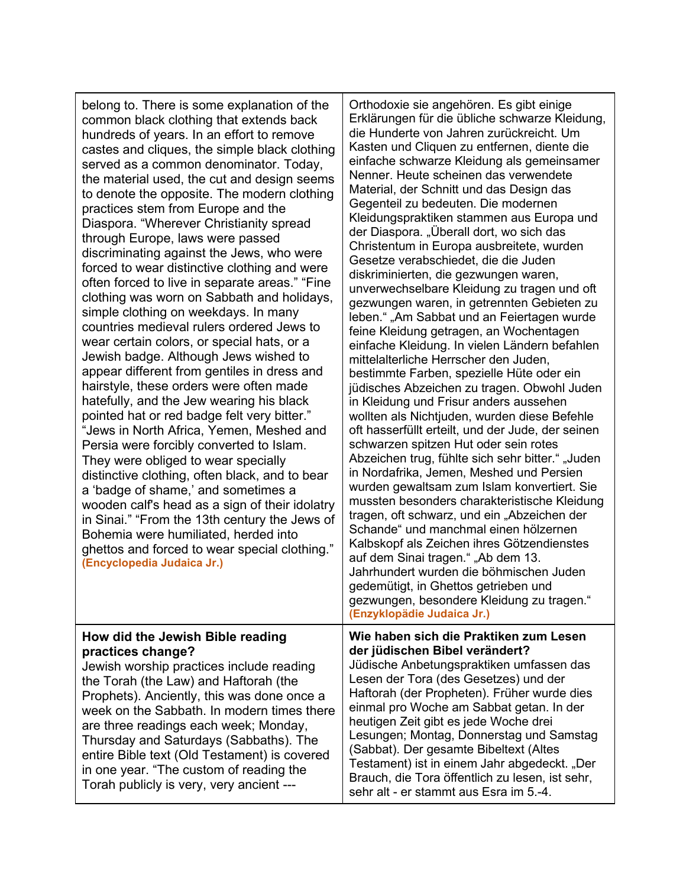| | |
|---|---|
| belong to. There is some explanation of the common black clothing that extends back hundreds of years. In an effort to remove castes and cliques, the simple black clothing served as a common denominator. Today, the material used, the cut and design seems to denote the opposite. The modern clothing practices stem from Europe and the Diaspora. "Wherever Christianity spread through Europe, laws were passed discriminating against the Jews, who were forced to wear distinctive clothing and were often forced to live in separate areas." "Fine clothing was worn on Sabbath and holidays, simple clothing on weekdays. In many countries medieval rulers ordered Jews to wear certain colors, or special hats, or a Jewish badge. Although Jews wished to appear different from gentiles in dress and hairstyle, these orders were often made hatefully, and the Jew wearing his black pointed hat or red badge felt very bitter." "Jews in North Africa, Yemen, Meshed and Persia were forcibly converted to Islam. They were obliged to wear specially distinctive clothing, often black, and to bear a 'badge of shame,' and sometimes a wooden calf's head as a sign of their idolatry in Sinai." "From the 13th century the Jews of Bohemia were humiliated, herded into ghettos and forced to wear special clothing." **(Encyclopedia Judaica Jr.)** | Orthodoxie sie angehören. Es gibt einige Erklärungen für die übliche schwarze Kleidung, die Hunderte von Jahren zurückreicht. Um Kasten und Cliquen zu entfernen, diente die einfache schwarze Kleidung als gemeinsamer Nenner. Heute scheinen das verwendete Material, der Schnitt und das Design das Gegenteil zu bedeuten. Die modernen Kleidungspraktiken stammen aus Europa und der Diaspora. „Überall dort, wo sich das Christentum in Europa ausbreitete, wurden Gesetze verabschiedet, die die Juden diskriminierten, die gezwungen waren, unverwechselbare Kleidung zu tragen und oft gezwungen waren, in getrennten Gebieten zu leben." „Am Sabbat und an Feiertagen wurde feine Kleidung getragen, an Wochentagen einfache Kleidung. In vielen Ländern befahlen mittelalterliche Herrscher den Juden, bestimmte Farben, spezielle Hüte oder ein jüdisches Abzeichen zu tragen. Obwohl Juden in Kleidung und Frisur anders aussehen wollten als Nichtjuden, wurden diese Befehle oft hasserfüllt erteilt, und der Jude, der seinen schwarzen spitzen Hut oder sein rotes Abzeichen trug, fühlte sich sehr bitter." „Juden in Nordafrika, Jemen, Meshed und Persien wurden gewaltsam zum Islam konvertiert. Sie mussten besonders charakteristische Kleidung tragen, oft schwarz, und ein „Abzeichen der Schande" und manchmal einen hölzernen Kalbskopf als Zeichen ihres Götzendienstes auf dem Sinai tragen." „Ab dem 13. Jahrhundert wurden die böhmischen Juden gedemütigt, in Ghettos getrieben und gezwungen, besondere Kleidung zu tragen." **(Enzyklopädie Judaica Jr.)** |
| **How did the Jewish Bible reading practices change?** Jewish worship practices include reading the Torah (the Law) and Haftorah (the Prophets). Anciently, this was done once a week on the Sabbath. In modern times there are three readings each week; Monday, Thursday and Saturdays (Sabbaths). The entire Bible text (Old Testament) is covered in one year. "The custom of reading the Torah publicly is very, very ancient --- | **Wie haben sich die Praktiken zum Lesen der jüdischen Bibel verändert?** Jüdische Anbetungspraktiken umfassen das Lesen der Tora (des Gesetzes) und der Haftorah (der Propheten). Früher wurde dies einmal pro Woche am Sabbat getan. In der heutigen Zeit gibt es jede Woche drei Lesungen; Montag, Donnerstag und Samstag (Sabbat). Der gesamte Bibeltext (Altes Testament) ist in einem Jahr abgedeckt. „Der Brauch, die Tora öffentlich zu lesen, ist sehr, sehr alt - er stammt aus Esra im 5.-4. |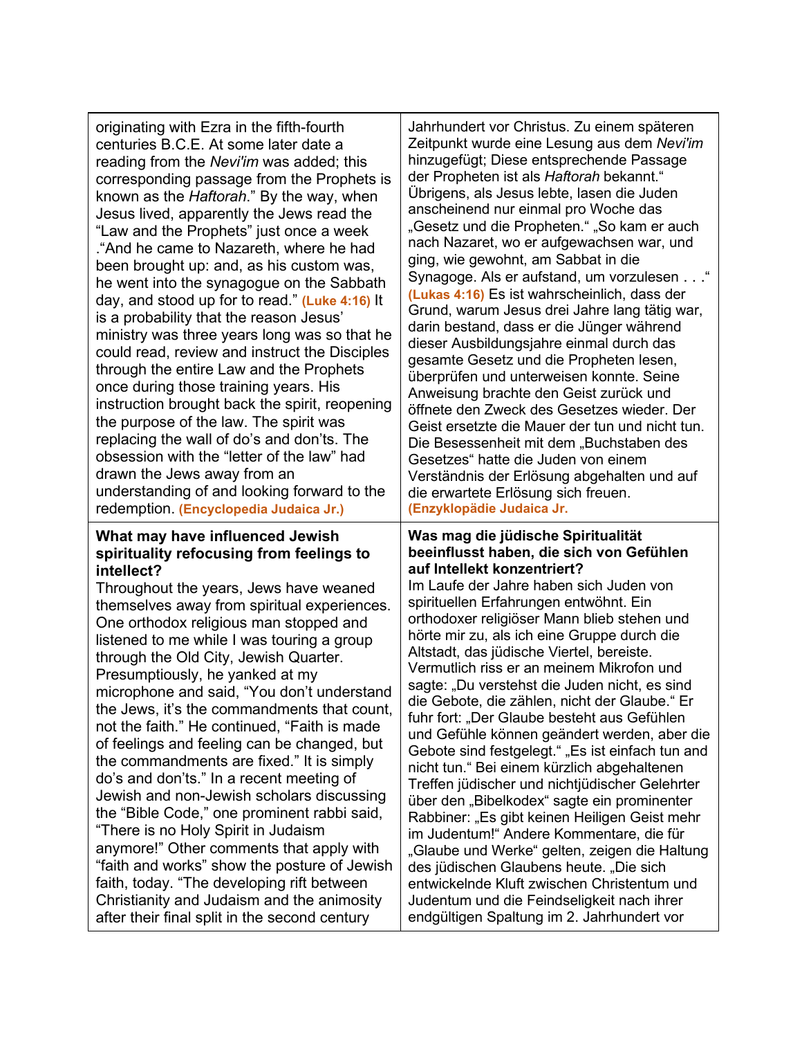| | |
|---|---|
| originating with Ezra in the fifth-fourth centuries B.C.E. At some later date a reading from the *Nevi'im* was added; this corresponding passage from the Prophets is known as the *Haftorah*." By the way, when Jesus lived, apparently the Jews read the "Law and the Prophets" just once a week ."And he came to Nazareth, where he had been brought up: and, as his custom was, he went into the synagogue on the Sabbath day, and stood up for to read." **(Luke 4:16)** It is a probability that the reason Jesus' ministry was three years long was so that he could read, review and instruct the Disciples through the entire Law and the Prophets once during those training years. His instruction brought back the spirit, reopening the purpose of the law. The spirit was replacing the wall of do's and don'ts. The obsession with the "letter of the law" had drawn the Jews away from an understanding of and looking forward to the redemption. **(Encyclopedia Judaica Jr.)** | Jahrhundert vor Christus. Zu einem späteren Zeitpunkt wurde eine Lesung aus dem *Nevi'im* hinzugefügt; Diese entsprechende Passage der Propheten ist als *Haftorah* bekannt." Übrigens, als Jesus lebte, lasen die Juden anscheinend nur einmal pro Woche das „Gesetz und die Propheten." „So kam er auch nach Nazaret, wo er aufgewachsen war, und ging, wie gewohnt, am Sabbat in die Synagoge. Als er aufstand, um vorzulesen . . ." **(Lukas 4:16)** Es ist wahrscheinlich, dass der Grund, warum Jesus drei Jahre lang tätig war, darin bestand, dass er die Jünger während dieser Ausbildungsjahre einmal durch das gesamte Gesetz und die Propheten lesen, überprüfen und unterweisen konnte. Seine Anweisung brachte den Geist zurück und öffnete den Zweck des Gesetzes wieder. Der Geist ersetzte die Mauer der tun und nicht tun. Die Besessenheit mit dem „Buchstaben des Gesetzes" hatte die Juden von einem Verständnis der Erlösung abgehalten und auf die erwartete Erlösung sich freuen. **(Enzyklopädie Judaica Jr.** |
| **What may have influenced Jewish spirituality refocusing from feelings to intellect?** Throughout the years, Jews have weaned themselves away from spiritual experiences. One orthodox religious man stopped and listened to me while I was touring a group through the Old City, Jewish Quarter. Presumptiously, he yanked at my microphone and said, "You don't understand the Jews, it's the commandments that count, not the faith." He continued, "Faith is made of feelings and feeling can be changed, but the commandments are fixed." It is simply do's and don'ts." In a recent meeting of Jewish and non-Jewish scholars discussing the "Bible Code," one prominent rabbi said, "There is no Holy Spirit in Judaism anymore!" Other comments that apply with "faith and works" show the posture of Jewish faith, today. "The developing rift between Christianity and Judaism and the animosity after their final split in the second century | **Was mag die jüdische Spiritualität beeinflusst haben, die sich von Gefühlen auf Intellekt konzentriert?** Im Laufe der Jahre haben sich Juden von spirituellen Erfahrungen entwöhnt. Ein orthodoxer religiöser Mann blieb stehen und hörte mir zu, als ich eine Gruppe durch die Altstadt, das jüdische Viertel, bereiste. Vermutlich riss er an meinem Mikrofon und sagte: „Du verstehst die Juden nicht, es sind die Gebote, die zählen, nicht der Glaube." Er fuhr fort: „Der Glaube besteht aus Gefühlen und Gefühle können geändert werden, aber die Gebote sind festgelegt." „Es ist einfach tun and nicht tun." Bei einem kürzlich abgehaltenen Treffen jüdischer und nichtjüdischer Gelehrter über den „Bibelkodex" sagte ein prominenter Rabbiner: „Es gibt keinen Heiligen Geist mehr im Judentum!" Andere Kommentare, die für „Glaube und Werke" gelten, zeigen die Haltung des jüdischen Glaubens heute. „Die sich entwickelnde Kluft zwischen Christentum und Judentum und die Feindseligkeit nach ihrer endgültigen Spaltung im 2. Jahrhundert vor |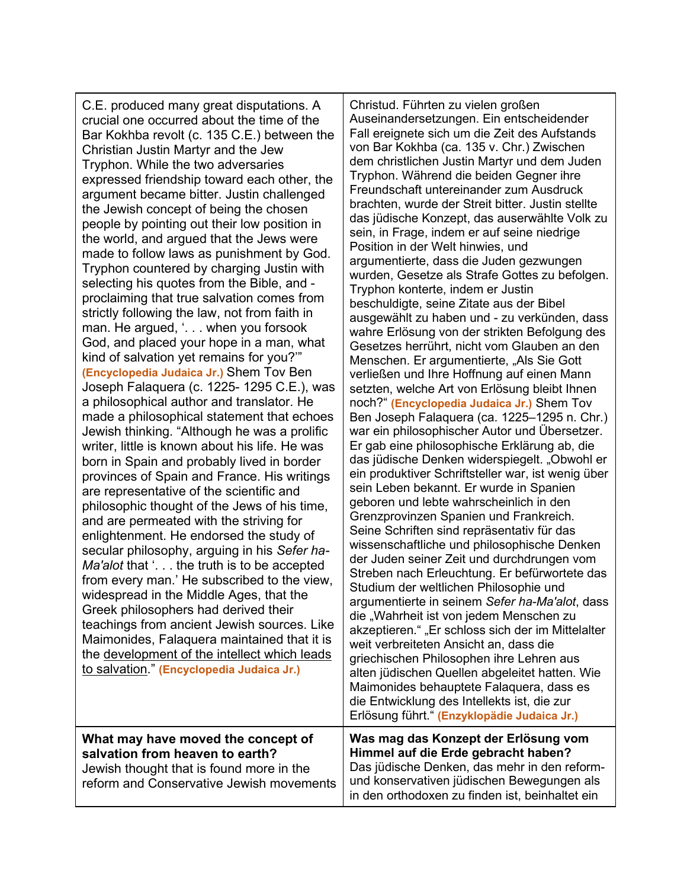| | |
|---|---|
| C.E. produced many great disputations. A crucial one occurred about the time of the Bar Kokhba revolt (c. 135 C.E.) between the Christian Justin Martyr and the Jew Tryphon. While the two adversaries expressed friendship toward each other, the argument became bitter. Justin challenged the Jewish concept of being the chosen people by pointing out their low position in the world, and argued that the Jews were made to follow laws as punishment by God. Tryphon countered by charging Justin with selecting his quotes from the Bible, and - proclaiming that true salvation comes from strictly following the law, not from faith in man. He argued, '. . . when you forsook God, and placed your hope in a man, what kind of salvation yet remains for you?'" **(Encyclopedia Judaica Jr.)** Shem Tov Ben Joseph Falaquera (c. 1225- 1295 C.E.), was a philosophical author and translator. He made a philosophical statement that echoes Jewish thinking. "Although he was a prolific writer, little is known about his life. He was born in Spain and probably lived in border provinces of Spain and France. His writings are representative of the scientific and philosophic thought of the Jews of his time, and are permeated with the striving for enlightenment. He endorsed the study of secular philosophy, arguing in his *Sefer ha-Ma'alot* that '. . . the truth is to be accepted from every man.' He subscribed to the view, widespread in the Middle Ages, that the Greek philosophers had derived their teachings from ancient Jewish sources. Like Maimonides, Falaquera maintained that it is the <u>development of the intellect which leads to salvation</u>." **(Encyclopedia Judaica Jr.)** | Christud. Führten zu vielen großen Auseinandersetzungen. Ein entscheidender Fall ereignete sich um die Zeit des Aufstands von Bar Kokhba (ca. 135 v. Chr.) Zwischen dem christlichen Justin Martyr und dem Juden Tryphon. Während die beiden Gegner ihre Freundschaft untereinander zum Ausdruck brachten, wurde der Streit bitter. Justin stellte das jüdische Konzept, das auserwählte Volk zu sein, in Frage, indem er auf seine niedrige Position in der Welt hinwies, und argumentierte, dass die Juden gezwungen wurden, Gesetze als Strafe Gottes zu befolgen. Tryphon konterte, indem er Justin beschuldigte, seine Zitate aus der Bibel ausgewählt zu haben und - zu verkünden, dass wahre Erlösung von der strikten Befolgung des Gesetzes herrührt, nicht vom Glauben an den Menschen. Er argumentierte, „Als Sie Gott verließen und Ihre Hoffnung auf einen Mann setzten, welche Art von Erlösung bleibt Ihnen noch?" **(Encyclopedia Judaica Jr.)** Shem Tov Ben Joseph Falaquera (ca. 1225–1295 n. Chr.) war ein philosophischer Autor und Übersetzer. Er gab eine philosophische Erklärung ab, die das jüdische Denken widerspiegelt. „Obwohl er ein produktiver Schriftsteller war, ist wenig über sein Leben bekannt. Er wurde in Spanien geboren und lebte wahrscheinlich in den Grenzprovinzen Spanien und Frankreich. Seine Schriften sind repräsentativ für das wissenschaftliche und philosophische Denken der Juden seiner Zeit und durchdrungen vom Streben nach Erleuchtung. Er befürwortete das Studium der weltlichen Philosophie und argumentierte in seinem *Sefer ha-Ma'alot*, dass die „Wahrheit ist von jedem Menschen zu akzeptieren." „Er schloss sich der im Mittelalter weit verbreiteten Ansicht an, dass die griechischen Philosophen ihre Lehren aus alten jüdischen Quellen abgeleitet hatten. Wie Maimonides behauptete Falaquera, dass es die Entwicklung des Intellekts ist, die zur Erlösung führt." **(Enzyklopädie Judaica Jr.)** |
| **What may have moved the concept of salvation from heaven to earth?** Jewish thought that is found more in the reform and Conservative Jewish movements | **Was mag das Konzept der Erlösung vom Himmel auf die Erde gebracht haben?** Das jüdische Denken, das mehr in den reform- und konservativen jüdischen Bewegungen als in den orthodoxen zu finden ist, beinhaltet ein |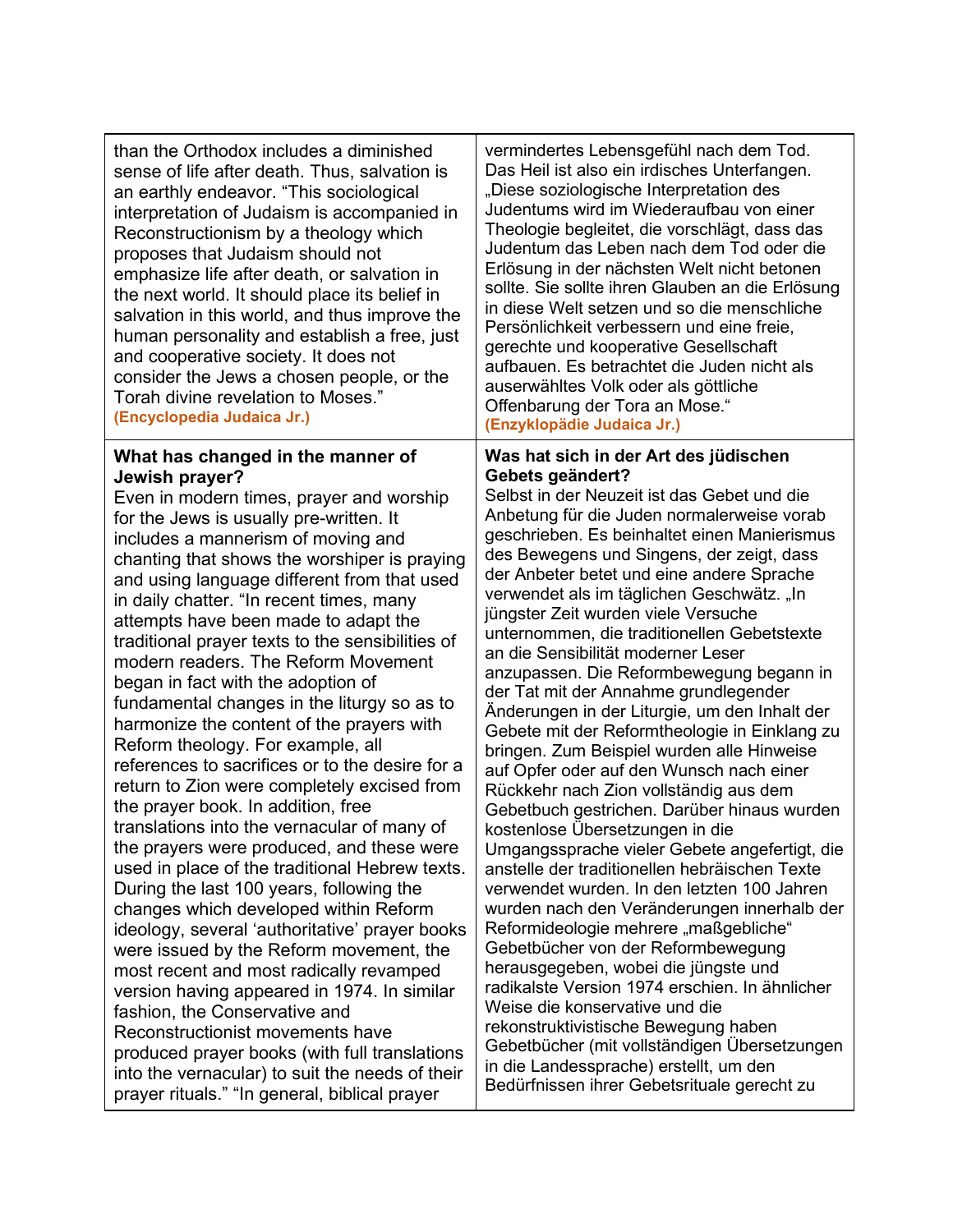| than the Orthodox includes a diminished sense of life after death. Thus, salvation is an earthly endeavor. "This sociological interpretation of Judaism is accompanied in Reconstructionism by a theology which proposes that Judaism should not emphasize life after death, or salvation in the next world. It should place its belief in salvation in this world, and thus improve the human personality and establish a free, just and cooperative society. It does not consider the Jews a chosen people, or the Torah divine revelation to Moses." **(Encyclopedia Judaica Jr.)** | vermindertes Lebensgefühl nach dem Tod. Das Heil ist also ein irdisches Unterfangen. „Diese soziologische Interpretation des Judentums wird im Wiederaufbau von einer Theologie begleitet, die vorschlägt, dass das Judentum das Leben nach dem Tod oder die Erlösung in der nächsten Welt nicht betonen sollte. Sie sollte ihren Glauben an die Erlösung in diese Welt setzen und so die menschliche Persönlichkeit verbessern und eine freie, gerechte und kooperative Gesellschaft aufbauen. Es betrachtet die Juden nicht als auserwähltes Volk oder als göttliche Offenbarung der Tora an Mose." **(Enzyklopädie Judaica Jr.)** |
|---|---|
| **What has changed in the manner of Jewish prayer?** Even in modern times, prayer and worship for the Jews is usually pre-written. It includes a mannerism of moving and chanting that shows the worshiper is praying and using language different from that used in daily chatter. "In recent times, many attempts have been made to adapt the traditional prayer texts to the sensibilities of modern readers. The Reform Movement began in fact with the adoption of fundamental changes in the liturgy so as to harmonize the content of the prayers with Reform theology. For example, all references to sacrifices or to the desire for a return to Zion were completely excised from the prayer book. In addition, free translations into the vernacular of many of the prayers were produced, and these were used in place of the traditional Hebrew texts. During the last 100 years, following the changes which developed within Reform ideology, several 'authoritative' prayer books were issued by the Reform movement, the most recent and most radically revamped version having appeared in 1974. In similar fashion, the Conservative and Reconstructionist movements have produced prayer books (with full translations into the vernacular) to suit the needs of their prayer rituals." "In general, biblical prayer | **Was hat sich in der Art des jüdischen Gebets geändert?** Selbst in der Neuzeit ist das Gebet und die Anbetung für die Juden normalerweise vorab geschrieben. Es beinhaltet einen Manierismus des Bewegens und Singens, der zeigt, dass der Anbeter betet und eine andere Sprache verwendet als im täglichen Geschwätz. „In jüngster Zeit wurden viele Versuche unternommen, die traditionellen Gebetstexte an die Sensibilität moderner Leser anzupassen. Die Reformbewegung begann in der Tat mit der Annahme grundlegender Änderungen in der Liturgie, um den Inhalt der Gebete mit der Reformtheologie in Einklang zu bringen. Zum Beispiel wurden alle Hinweise auf Opfer oder auf den Wunsch nach einer Rückkehr nach Zion vollständig aus dem Gebetbuch gestrichen. Darüber hinaus wurden kostenlose Übersetzungen in die Umgangssprache vieler Gebete angefertigt, die anstelle der traditionellen hebräischen Texte verwendet wurden. In den letzten 100 Jahren wurden nach den Veränderungen innerhalb der Reformideologie mehrere „maßgebliche" Gebetbücher von der Reformbewegung herausgegeben, wobei die jüngste und radikalste Version 1974 erschien. In ähnlicher Weise die konservative und die rekonstruktivistische Bewegung haben Gebetbücher (mit vollständigen Übersetzungen in die Landessprache) erstellt, um den Bedürfnissen ihrer Gebetsrituale gerecht zu |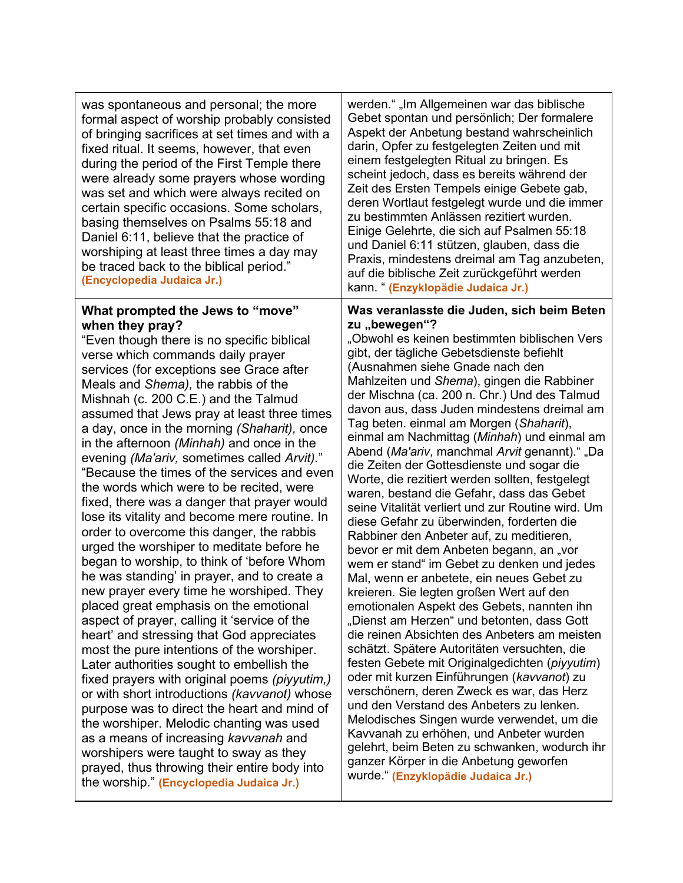| | |
|---|---|
| was spontaneous and personal; the more formal aspect of worship probably consisted of bringing sacrifices at set times and with a fixed ritual. It seems, however, that even during the period of the First Temple there were already some prayers whose wording was set and which were always recited on certain specific occasions. Some scholars, basing themselves on Psalms 55:18 and Daniel 6:11, believe that the practice of worshiping at least three times a day may be traced back to the biblical period." **(Encyclopedia Judaica Jr.)** | werden." „Im Allgemeinen war das biblische Gebet spontan und persönlich; Der formalere Aspekt der Anbetung bestand wahrscheinlich darin, Opfer zu festgelegten Zeiten und mit einem festgelegten Ritual zu bringen. Es scheint jedoch, dass es bereits während der Zeit des Ersten Tempels einige Gebete gab, deren Wortlaut festgelegt wurde und die immer zu bestimmten Anlässen rezitiert wurden. Einige Gelehrte, die sich auf Psalmen 55:18 und Daniel 6:11 stützen, glauben, dass die Praxis, mindestens dreimal am Tag anzubeten, auf die biblische Zeit zurückgeführt werden kann. " **(Enzyklopädie Judaica Jr.)** |
| **What prompted the Jews to "move" when they pray?**<br>"Even though there is no specific biblical verse which commands daily prayer services (for exceptions see Grace after Meals and *Shema),* the rabbis of the Mishnah (c. 200 C.E.) and the Talmud assumed that Jews pray at least three times a day, once in the morning *(Shaharit),* once in the afternoon *(Minhah)* and once in the evening *(Ma'ariv,* sometimes called *Arvit).*" "Because the times of the services and even the words which were to be recited, were fixed, there was a danger that prayer would lose its vitality and become mere routine. In order to overcome this danger, the rabbis urged the worshiper to meditate before he began to worship, to think of 'before Whom he was standing' in prayer, and to create a new prayer every time he worshiped. They placed great emphasis on the emotional aspect of prayer, calling it 'service of the heart' and stressing that God appreciates most the pure intentions of the worshiper. Later authorities sought to embellish the fixed prayers with original poems *(piyyutim,)* or with short introductions *(kavvanot)* whose purpose was to direct the heart and mind of the worshiper. Melodic chanting was used as a means of increasing *kavvanah* and worshipers were taught to sway as they prayed, thus throwing their entire body into the worship." **(Encyclopedia Judaica Jr.)** | **Was veranlasste die Juden, sich beim Beten zu „bewegen"?**<br>„Obwohl es keinen bestimmten biblischen Vers gibt, der tägliche Gebetsdienste befiehlt (Ausnahmen siehe Gnade nach den Mahlzeiten und *Shema*), gingen die Rabbiner der Mischna (ca. 200 n. Chr.) Und des Talmud davon aus, dass Juden mindestens dreimal am Tag beten. einmal am Morgen (*Shaharit*), einmal am Nachmittag (*Minhah*) und einmal am Abend (*Ma'ariv*, manchmal *Arvit* genannt)." „Da die Zeiten der Gottesdienste und sogar die Worte, die rezitiert werden sollten, festgelegt waren, bestand die Gefahr, dass das Gebet seine Vitalität verliert und zur Routine wird. Um diese Gefahr zu überwinden, forderten die Rabbiner den Anbeter auf, zu meditieren, bevor er mit dem Anbeten begann, an „vor wem er stand" im Gebet zu denken und jedes Mal, wenn er anbetete, ein neues Gebet zu kreieren. Sie legten großen Wert auf den emotionalen Aspekt des Gebets, nannten ihn „Dienst am Herzen" und betonten, dass Gott die reinen Absichten des Anbeters am meisten schätzt. Spätere Autoritäten versuchten, die festen Gebete mit Originalgedichten (*piyyutim*) oder mit kurzen Einführungen (*kavvanot*) zu verschönern, deren Zweck es war, das Herz und den Verstand des Anbeters zu lenken. Melodisches Singen wurde verwendet, um die Kavvanah zu erhöhen, und Anbeter wurden gelehrt, beim Beten zu schwanken, wodurch ihr ganzer Körper in die Anbetung geworfen wurde." **(Enzyklopädie Judaica Jr.)** |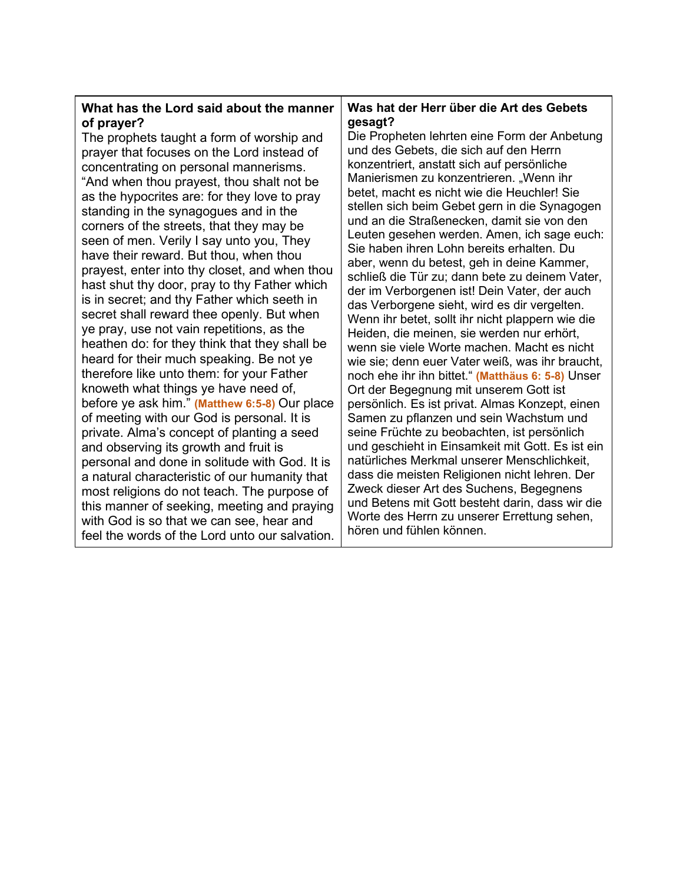| | |
|---|---|
| **What has the Lord said about the manner of prayer?** The prophets taught a form of worship and prayer that focuses on the Lord instead of concentrating on personal mannerisms. "And when thou prayest, thou shalt not be as the hypocrites are: for they love to pray standing in the synagogues and in the corners of the streets, that they may be seen of men. Verily I say unto you, They have their reward. But thou, when thou prayest, enter into thy closet, and when thou hast shut thy door, pray to thy Father which is in secret; and thy Father which seeth in secret shall reward thee openly. But when ye pray, use not vain repetitions, as the heathen do: for they think that they shall be heard for their much speaking. Be not ye therefore like unto them: for your Father knoweth what things ye have need of, before ye ask him." **(Matthew 6:5-8)** Our place of meeting with our God is personal. It is private. Alma's concept of planting a seed and observing its growth and fruit is personal and done in solitude with God. It is a natural characteristic of our humanity that most religions do not teach. The purpose of this manner of seeking, meeting and praying with God is so that we can see, hear and feel the words of the Lord unto our salvation. | **Was hat der Herr über die Art des Gebets gesagt?** Die Propheten lehrten eine Form der Anbetung und des Gebets, die sich auf den Herrn konzentriert, anstatt sich auf persönliche Manierismen zu konzentrieren. „Wenn ihr betet, macht es nicht wie die Heuchler! Sie stellen sich beim Gebet gern in die Synagogen und an die Straßenecken, damit sie von den Leuten gesehen werden. Amen, ich sage euch: Sie haben ihren Lohn bereits erhalten. Du aber, wenn du betest, geh in deine Kammer, schließ die Tür zu; dann bete zu deinem Vater, der im Verborgenen ist! Dein Vater, der auch das Verborgene sieht, wird es dir vergelten. Wenn ihr betet, sollt ihr nicht plappern wie die Heiden, die meinen, sie werden nur erhört, wenn sie viele Worte machen. Macht es nicht wie sie; denn euer Vater weiß, was ihr braucht, noch ehe ihr ihn bittet." **(Matthäus 6: 5-8)** Unser Ort der Begegnung mit unserem Gott ist persönlich. Es ist privat. Almas Konzept, einen Samen zu pflanzen und sein Wachstum und seine Früchte zu beobachten, ist persönlich und geschieht in Einsamkeit mit Gott. Es ist ein natürliches Merkmal unserer Menschlichkeit, dass die meisten Religionen nicht lehren. Der Zweck dieser Art des Suchens, Begegnens und Betens mit Gott besteht darin, dass wir die Worte des Herrn zu unserer Errettung sehen, hören und fühlen können. |